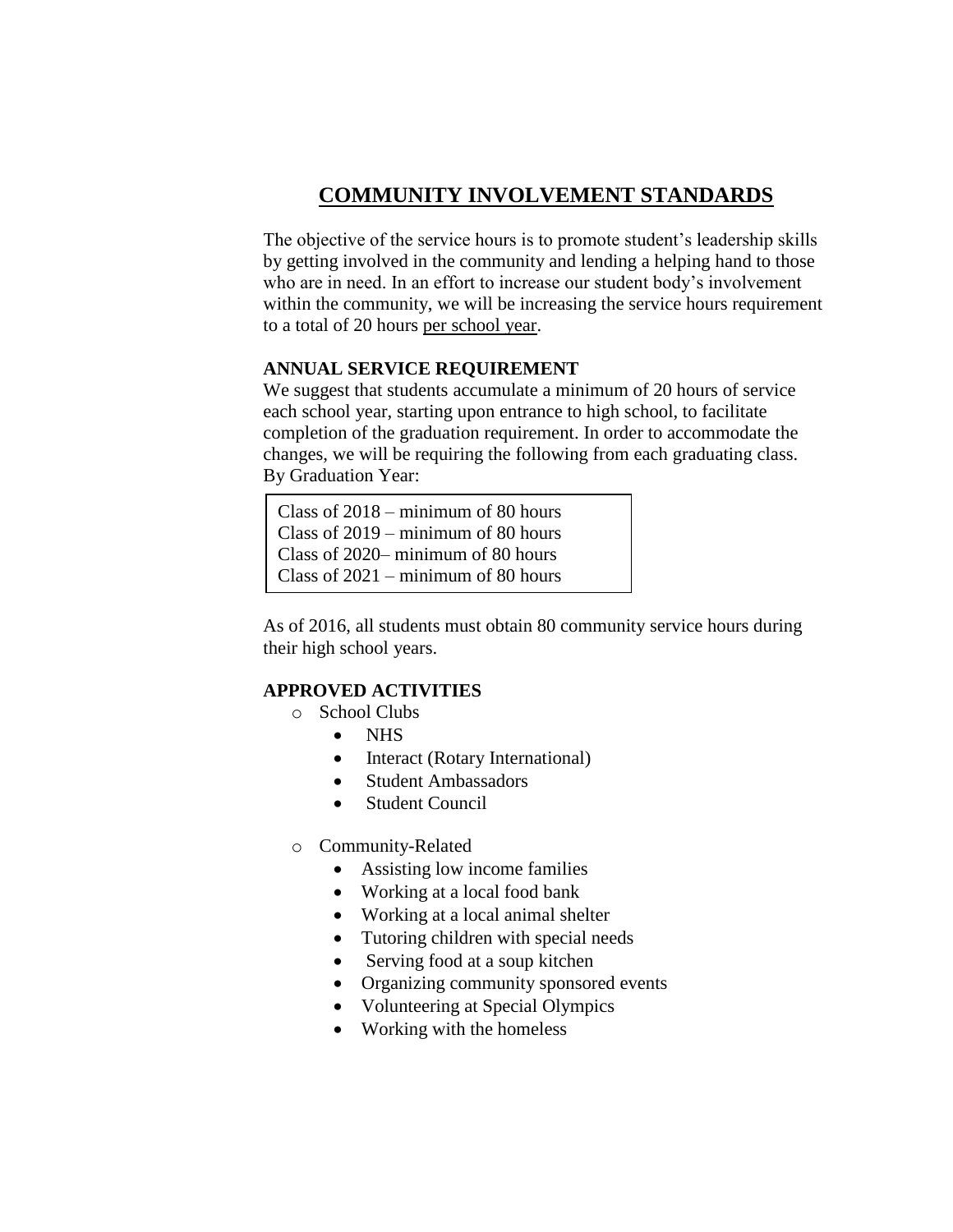# COMMUNITY INVOLVEMENT STANDARDS

The objective of the service hours is to promote student's leadership skills by getting involved in the community and lending a helping hand to those who are in need. In an effort to increase our student body's involvement within the community, we will be increasing the service hours requirement to a total of 20 hours per school year.

**ANNUAL SERVICE REQUIREMENT**

We suggest that students accumulate a minimum of 20 hours of service each school year, starting upon entrance to high school, to facilitate completion of the graduation requirement. In order to accommodate the changes, we will be requiring the following from each graduating class. By Graduation Year:

Class of 2018 – minimum of 80 hours
Class of 2019 – minimum of 80 hours
Class of 2020– minimum of 80 hours
Class of 2021 – minimum of 80 hours

As of 2016, all students must obtain 80 community service hours during their high school years.

**APPROVED ACTIVITIES**

- School Clubs
  - NHS
  - Interact (Rotary International)
  - Student Ambassadors
  - Student Council
- Community-Related
  - Assisting low income families
  - Working at a local food bank
  - Working at a local animal shelter
  - Tutoring children with special needs
  - Serving food at a soup kitchen
  - Organizing community sponsored events
  - Volunteering at Special Olympics
  - Working with the homeless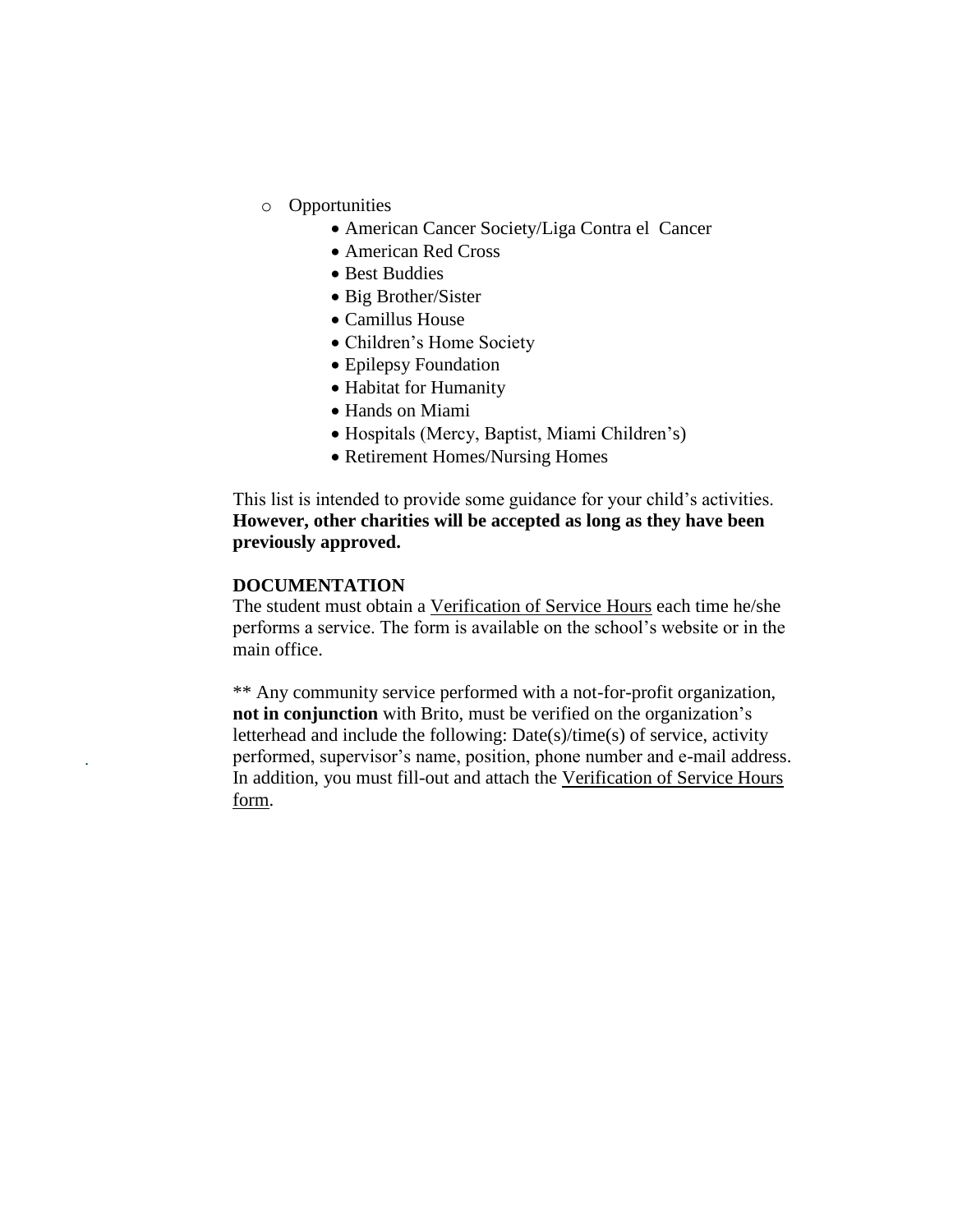- Opportunities
    - American Cancer Society/Liga Contra el Cancer
    - American Red Cross
    - Best Buddies
    - Big Brother/Sister
    - Camillus House
    - Children's Home Society
    - Epilepsy Foundation
    - Habitat for Humanity
    - Hands on Miami
    - Hospitals (Mercy, Baptist, Miami Children's)
    - Retirement Homes/Nursing Homes

This list is intended to provide some guidance for your child's activities. **However, other charities will be accepted as long as they have been previously approved.**

**DOCUMENTATION**

The student must obtain a Verification of Service Hours each time he/she performs a service. The form is available on the school's website or in the main office.

** Any community service performed with a not-for-profit organization, **not in conjunction** with Brito, must be verified on the organization's letterhead and include the following: Date(s)/time(s) of service, activity performed, supervisor's name, position, phone number and e-mail address. In addition, you must fill-out and attach the Verification of Service Hours form.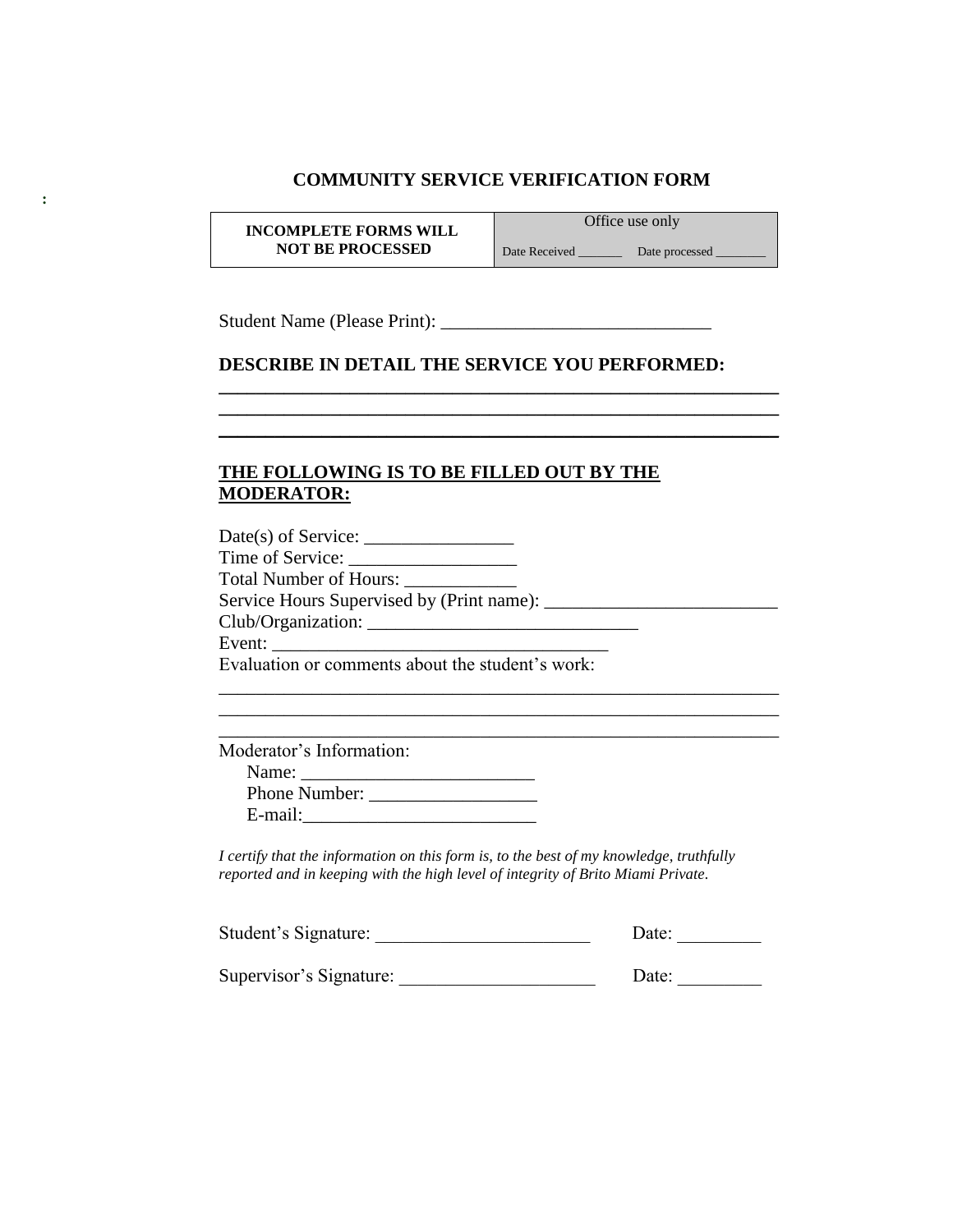:

# COMMUNITY SERVICE VERIFICATION FORM

| INCOMPLETE FORMS WILL NOT BE PROCESSED | Office use only<br>Date Received _______ Date processed ________ |
|---|---|

Student Name (Please Print): _____________________________

**DESCRIBE IN DETAIL THE SERVICE YOU PERFORMED:**

______________________________________________________________

______________________________________________________________

______________________________________________________________

**THE FOLLOWING IS TO BE FILLED OUT BY THE MODERATOR:**

Date(s) of Service: ________________

Time of Service: __________________

Total Number of Hours: ____________

Service Hours Supervised by (Print name): ________________________

Club/Organization: _____________________________

Event: ___________________________________

Evaluation or comments about the student's work:

______________________________________________________________

______________________________________________________________

______________________________________________________________

Moderator's Information:

Name: ________________________

Phone Number: __________________

E-mail:_________________________

*I certify that the information on this form is, to the best of my knowledge, truthfully reported and in keeping with the high level of integrity of Brito Miami Private.*

Student's Signature: _______________________ Date: _________

Supervisor's Signature: _____________________ Date: _________